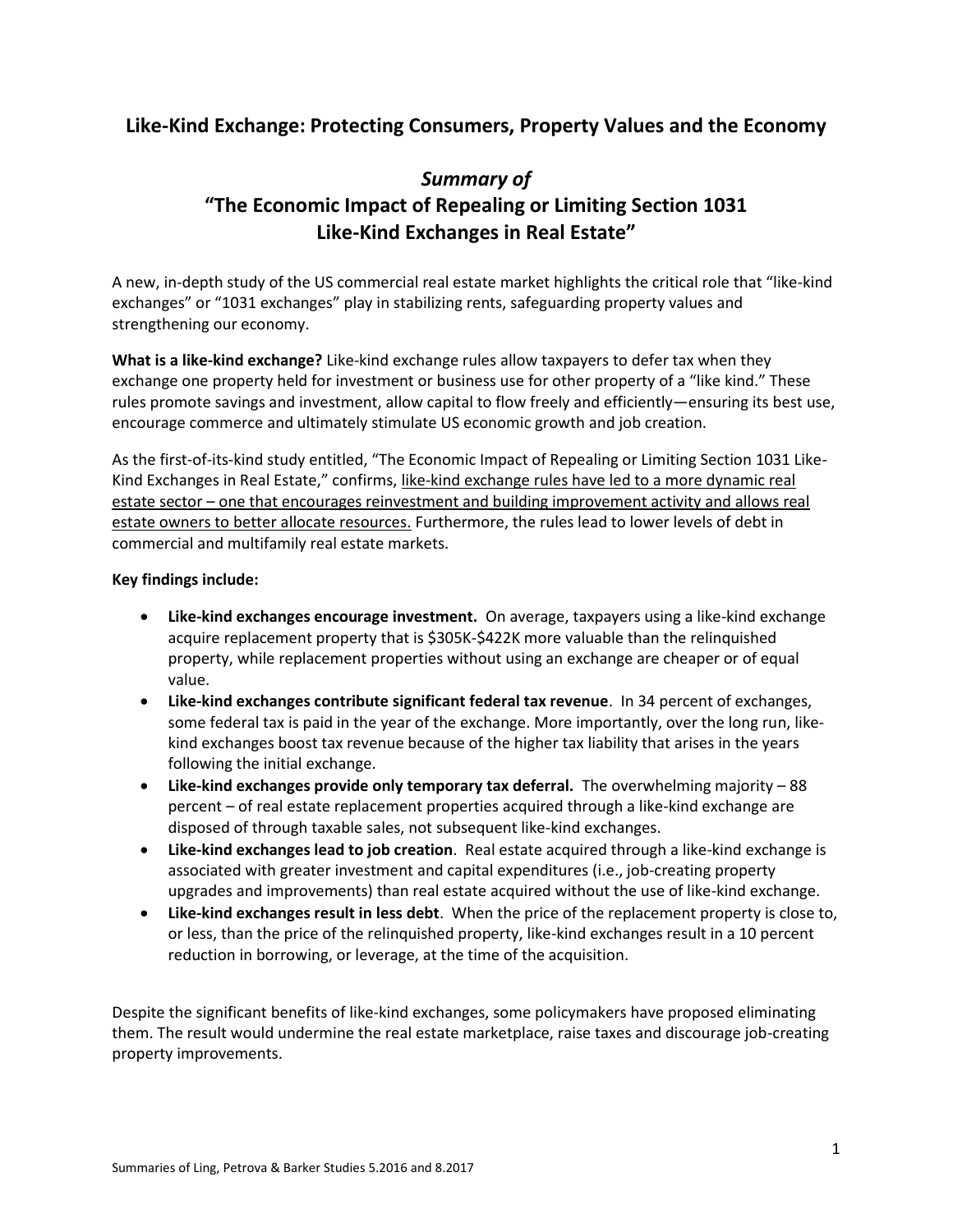## Like-Kind Exchange: Protecting Consumers, Property Values and the Economy

### *Summary of*
### "The Economic Impact of Repealing or Limiting Section 1031 Like-Kind Exchanges in Real Estate"

A new, in-depth study of the US commercial real estate market highlights the critical role that "like-kind exchanges" or "1031 exchanges" play in stabilizing rents, safeguarding property values and strengthening our economy.

**What is a like-kind exchange?** Like-kind exchange rules allow taxpayers to defer tax when they exchange one property held for investment or business use for other property of a "like kind." These rules promote savings and investment, allow capital to flow freely and efficiently—ensuring its best use, encourage commerce and ultimately stimulate US economic growth and job creation.

As the first-of-its-kind study entitled, "The Economic Impact of Repealing or Limiting Section 1031 Like-Kind Exchanges in Real Estate," confirms, <u>like-kind exchange rules have led to a more dynamic real estate sector – one that encourages reinvestment and building improvement activity and allows real estate owners to better allocate resources.</u> Furthermore, the rules lead to lower levels of debt in commercial and multifamily real estate markets.

**Key findings include:**

- **Like-kind exchanges encourage investment.** On average, taxpayers using a like-kind exchange acquire replacement property that is $305K-$422K more valuable than the relinquished property, while replacement properties without using an exchange are cheaper or of equal value.
- **Like-kind exchanges contribute significant federal tax revenue**. In 34 percent of exchanges, some federal tax is paid in the year of the exchange. More importantly, over the long run, like-kind exchanges boost tax revenue because of the higher tax liability that arises in the years following the initial exchange.
- **Like-kind exchanges provide only temporary tax deferral.** The overwhelming majority – 88 percent – of real estate replacement properties acquired through a like-kind exchange are disposed of through taxable sales, not subsequent like-kind exchanges.
- **Like-kind exchanges lead to job creation**. Real estate acquired through a like-kind exchange is associated with greater investment and capital expenditures (i.e., job-creating property upgrades and improvements) than real estate acquired without the use of like-kind exchange.
- **Like-kind exchanges result in less debt**. When the price of the replacement property is close to, or less, than the price of the relinquished property, like-kind exchanges result in a 10 percent reduction in borrowing, or leverage, at the time of the acquisition.

Despite the significant benefits of like-kind exchanges, some policymakers have proposed eliminating them. The result would undermine the real estate marketplace, raise taxes and discourage job-creating property improvements.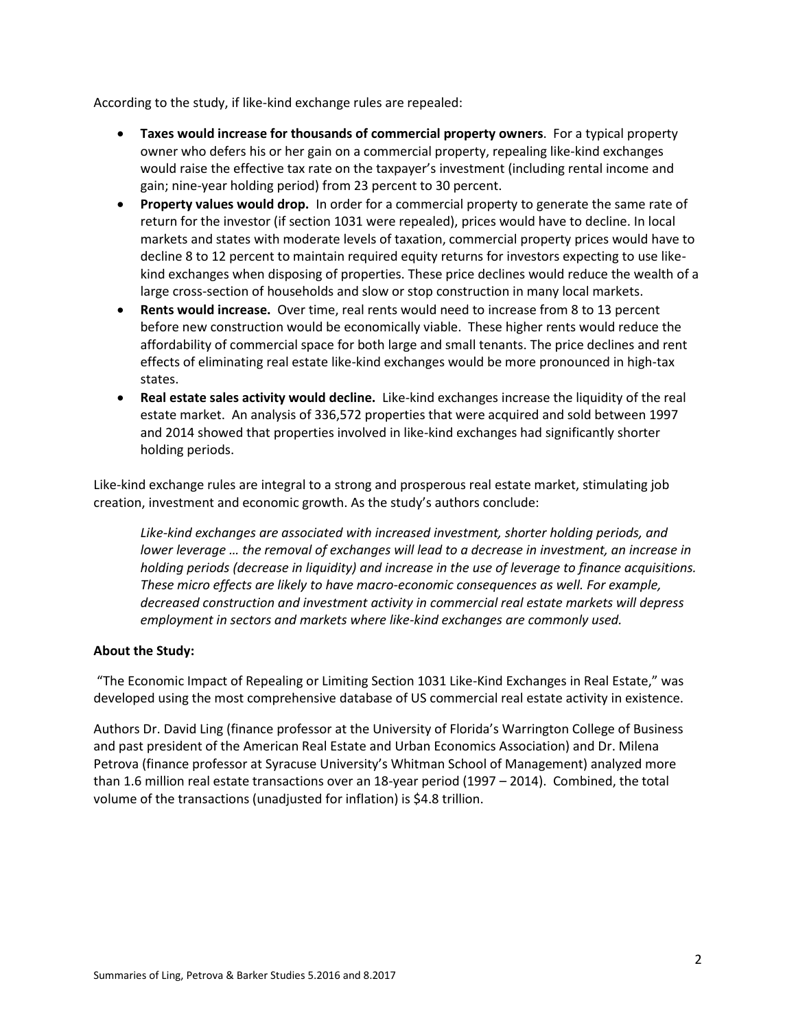According to the study, if like-kind exchange rules are repealed:

- **Taxes would increase for thousands of commercial property owners**. For a typical property owner who defers his or her gain on a commercial property, repealing like-kind exchanges would raise the effective tax rate on the taxpayer's investment (including rental income and gain; nine-year holding period) from 23 percent to 30 percent.
- **Property values would drop.** In order for a commercial property to generate the same rate of return for the investor (if section 1031 were repealed), prices would have to decline. In local markets and states with moderate levels of taxation, commercial property prices would have to decline 8 to 12 percent to maintain required equity returns for investors expecting to use like-kind exchanges when disposing of properties. These price declines would reduce the wealth of a large cross-section of households and slow or stop construction in many local markets.
- **Rents would increase.** Over time, real rents would need to increase from 8 to 13 percent before new construction would be economically viable. These higher rents would reduce the affordability of commercial space for both large and small tenants. The price declines and rent effects of eliminating real estate like-kind exchanges would be more pronounced in high-tax states.
- **Real estate sales activity would decline.** Like-kind exchanges increase the liquidity of the real estate market. An analysis of 336,572 properties that were acquired and sold between 1997 and 2014 showed that properties involved in like-kind exchanges had significantly shorter holding periods.

Like-kind exchange rules are integral to a strong and prosperous real estate market, stimulating job creation, investment and economic growth. As the study's authors conclude:

> *Like-kind exchanges are associated with increased investment, shorter holding periods, and lower leverage … the removal of exchanges will lead to a decrease in investment, an increase in holding periods (decrease in liquidity) and increase in the use of leverage to finance acquisitions. These micro effects are likely to have macro-economic consequences as well. For example, decreased construction and investment activity in commercial real estate markets will depress employment in sectors and markets where like-kind exchanges are commonly used.*

**About the Study:**

"The Economic Impact of Repealing or Limiting Section 1031 Like-Kind Exchanges in Real Estate," was developed using the most comprehensive database of US commercial real estate activity in existence.

Authors Dr. David Ling (finance professor at the University of Florida's Warrington College of Business and past president of the American Real Estate and Urban Economics Association) and Dr. Milena Petrova (finance professor at Syracuse University's Whitman School of Management) analyzed more than 1.6 million real estate transactions over an 18-year period (1997 – 2014). Combined, the total volume of the transactions (unadjusted for inflation) is $4.8 trillion.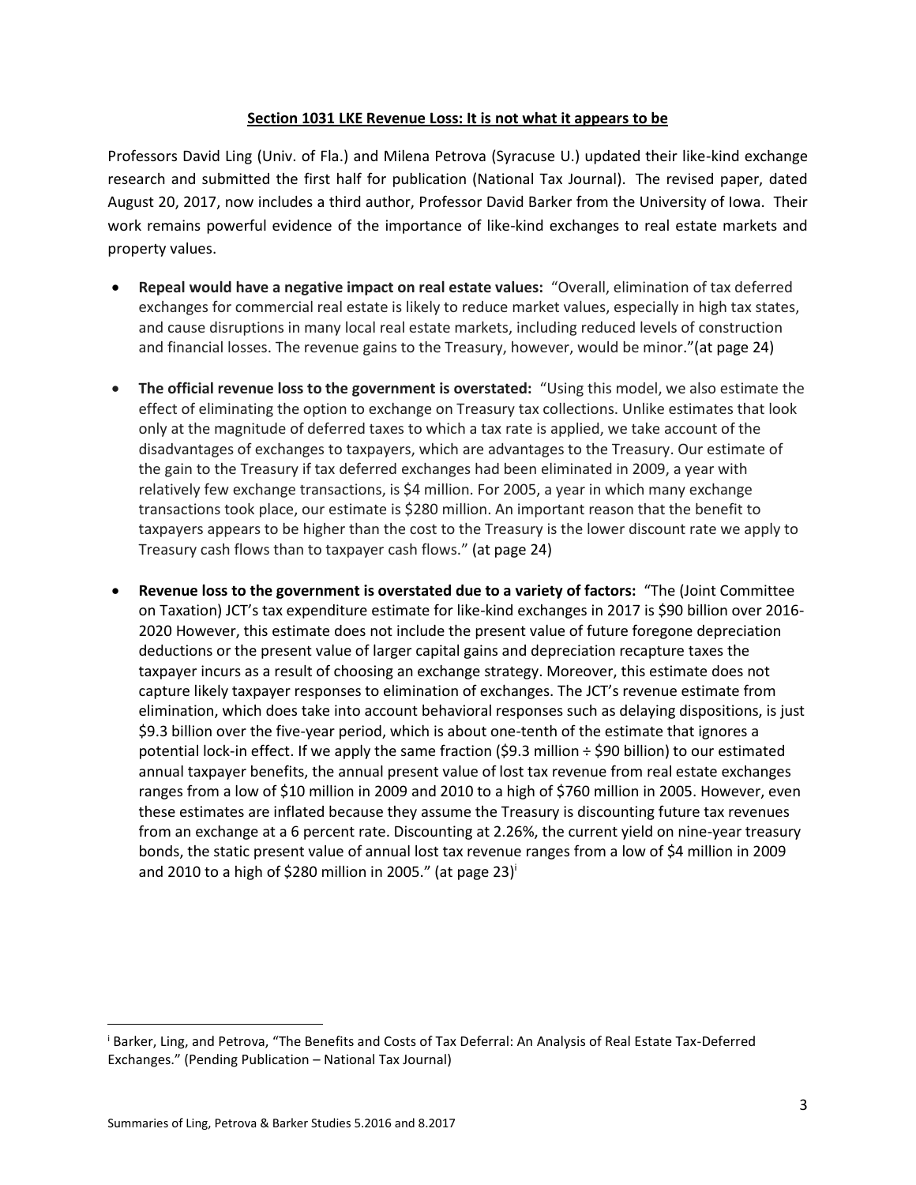**Section 1031 LKE Revenue Loss: It is not what it appears to be**

Professors David Ling (Univ. of Fla.) and Milena Petrova (Syracuse U.) updated their like-kind exchange research and submitted the first half for publication (National Tax Journal). The revised paper, dated August 20, 2017, now includes a third author, Professor David Barker from the University of Iowa. Their work remains powerful evidence of the importance of like-kind exchanges to real estate markets and property values.

- **Repeal would have a negative impact on real estate values:** "Overall, elimination of tax deferred exchanges for commercial real estate is likely to reduce market values, especially in high tax states, and cause disruptions in many local real estate markets, including reduced levels of construction and financial losses. The revenue gains to the Treasury, however, would be minor."(at page 24)

- **The official revenue loss to the government is overstated:** "Using this model, we also estimate the effect of eliminating the option to exchange on Treasury tax collections. Unlike estimates that look only at the magnitude of deferred taxes to which a tax rate is applied, we take account of the disadvantages of exchanges to taxpayers, which are advantages to the Treasury. Our estimate of the gain to the Treasury if tax deferred exchanges had been eliminated in 2009, a year with relatively few exchange transactions, is $4 million. For 2005, a year in which many exchange transactions took place, our estimate is $280 million. An important reason that the benefit to taxpayers appears to be higher than the cost to the Treasury is the lower discount rate we apply to Treasury cash flows than to taxpayer cash flows." (at page 24)

- **Revenue loss to the government is overstated due to a variety of factors:** "The (Joint Committee on Taxation) JCT's tax expenditure estimate for like-kind exchanges in 2017 is $90 billion over 2016-2020 However, this estimate does not include the present value of future foregone depreciation deductions or the present value of larger capital gains and depreciation recapture taxes the taxpayer incurs as a result of choosing an exchange strategy. Moreover, this estimate does not capture likely taxpayer responses to elimination of exchanges. The JCT's revenue estimate from elimination, which does take into account behavioral responses such as delaying dispositions, is just $9.3 billion over the five-year period, which is about one-tenth of the estimate that ignores a potential lock-in effect. If we apply the same fraction ($9.3 million ÷ $90 billion) to our estimated annual taxpayer benefits, the annual present value of lost tax revenue from real estate exchanges ranges from a low of $10 million in 2009 and 2010 to a high of $760 million in 2005. However, even these estimates are inflated because they assume the Treasury is discounting future tax revenues from an exchange at a 6 percent rate. Discounting at 2.26%, the current yield on nine-year treasury bonds, the static present value of annual lost tax revenue ranges from a low of $4 million in 2009 and 2010 to a high of $280 million in 2005." (at page 23)[i]

---

[i] Barker, Ling, and Petrova, "The Benefits and Costs of Tax Deferral: An Analysis of Real Estate Tax-Deferred Exchanges." (Pending Publication – National Tax Journal)